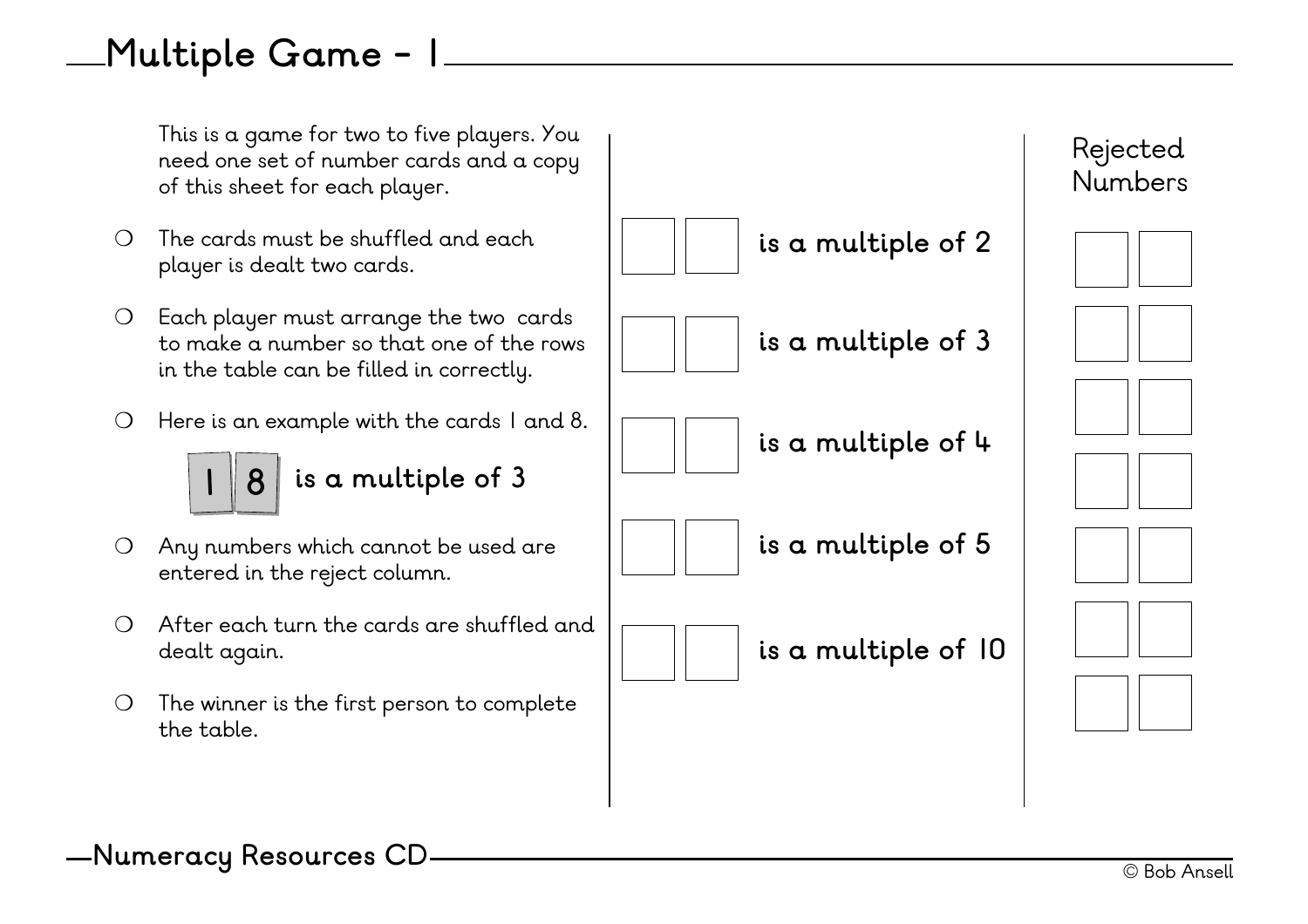# Multiple Game - 1

This is a game for two to five players. You need one set of number cards and a copy of this sheet for each player.

- The cards must be shuffled and each player is dealt two cards.
- Each player must arrange the two cards to make a number so that one of the rows in the table can be filled in correctly.
- Here is an example with the cards 1 and 8.

  **1 8 is a multiple of 3**

- Any numbers which cannot be used are entered in the reject column.
- After each turn the cards are shuffled and dealt again.
- The winner is the first person to complete the table.

| | | |
|---|---|---|
| ☐ | ☐ | **is a multiple of 2** |
| ☐ | ☐ | **is a multiple of 3** |
| ☐ | ☐ | **is a multiple of 4** |
| ☐ | ☐ | **is a multiple of 5** |
| ☐ | ☐ | **is a multiple of 10** |

| Rejected Numbers | |
|---|---|
| ☐ | ☐ |
| ☐ | ☐ |
| ☐ | ☐ |
| ☐ | ☐ |
| ☐ | ☐ |
| ☐ | ☐ |
| ☐ | ☐ |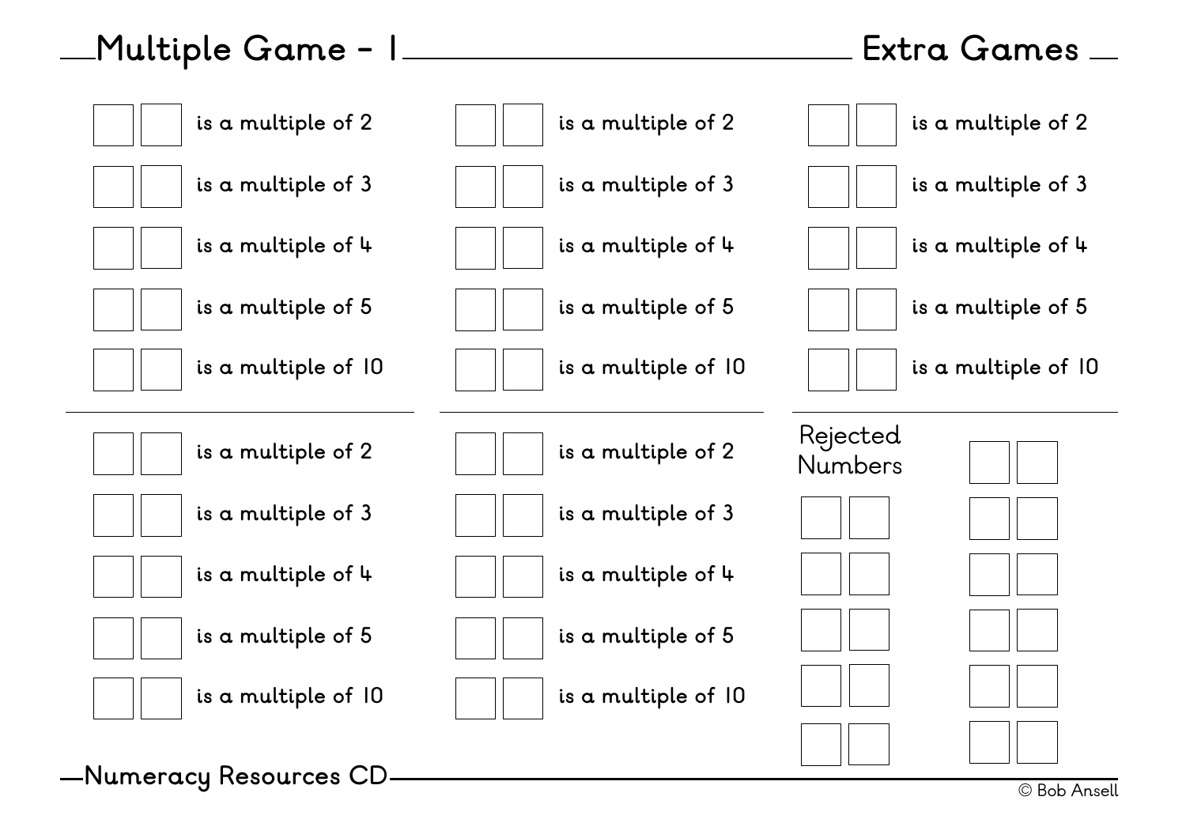# Multiple Game - 1

## Extra Games

| | |
|---|---|
| ☐☐ | is a multiple of 2 |
| ☐☐ | is a multiple of 3 |
| ☐☐ | is a multiple of 4 |
| ☐☐ | is a multiple of 5 |
| ☐☐ | is a multiple of 10 |

| | |
|---|---|
| ☐☐ | is a multiple of 2 |
| ☐☐ | is a multiple of 3 |
| ☐☐ | is a multiple of 4 |
| ☐☐ | is a multiple of 5 |
| ☐☐ | is a multiple of 10 |

| | |
|---|---|
| ☐☐ | is a multiple of 2 |
| ☐☐ | is a multiple of 3 |
| ☐☐ | is a multiple of 4 |
| ☐☐ | is a multiple of 5 |
| ☐☐ | is a multiple of 10 |

| | |
|---|---|
| ☐☐ | is a multiple of 2 |
| ☐☐ | is a multiple of 3 |
| ☐☐ | is a multiple of 4 |
| ☐☐ | is a multiple of 5 |
| ☐☐ | is a multiple of 10 |

| | |
|---|---|
| ☐☐ | is a multiple of 2 |
| ☐☐ | is a multiple of 3 |
| ☐☐ | is a multiple of 4 |
| ☐☐ | is a multiple of 5 |
| ☐☐ | is a multiple of 10 |

### Rejected Numbers

| | |
|---|---|
| | ☐☐ |
| ☐☐ | ☐☐ |
| ☐☐ | ☐☐ |
| ☐☐ | ☐☐ |
| ☐☐ | ☐☐ |
| ☐☐ | ☐☐ |

Numeracy Resources CD

© Bob Ansell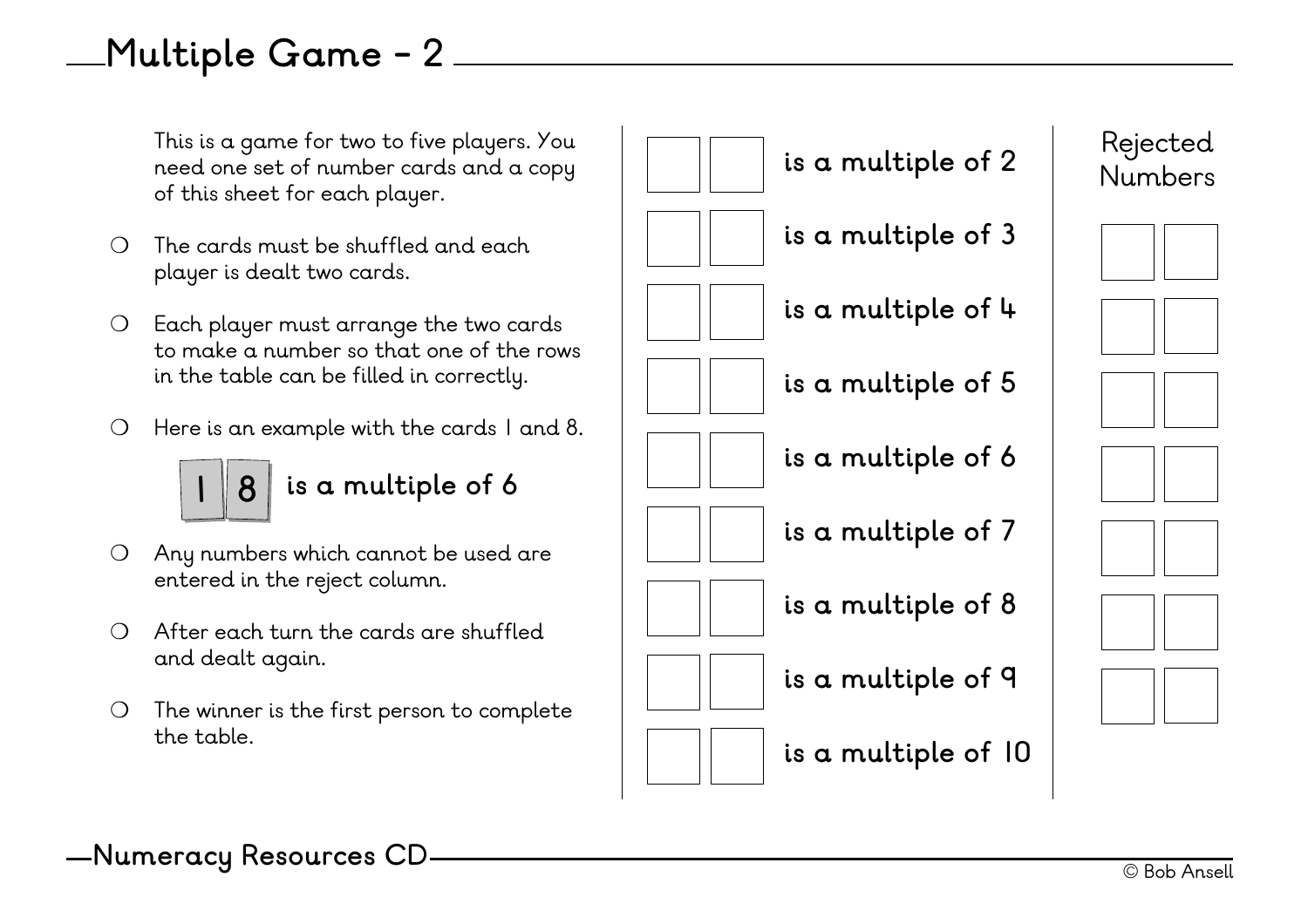# Multiple Game – 2

This is a game for two to five players. You need one set of number cards and a copy of this sheet for each player.

- The cards must be shuffled and each player is dealt two cards.
- Each player must arrange the two cards to make a number so that one of the rows in the table can be filled in correctly.
- Here is an example with the cards 1 and 8.

| 1 | 8 | is a multiple of 6 |
|---|---|---|

- Any numbers which cannot be used are entered in the reject column.
- After each turn the cards are shuffled and dealt again.
- The winner is the first person to complete the table.

| | | |
|---|---|---|
| | | **is a multiple of 2** |
| | | **is a multiple of 3** |
| | | **is a multiple of 4** |
| | | **is a multiple of 5** |
| | | **is a multiple of 6** |
| | | **is a multiple of 7** |
| | | **is a multiple of 8** |
| | | **is a multiple of 9** |
| | | **is a multiple of 10** |

| Rejected Numbers | |
|---|---|
| | |
| | |
| | |
| | |
| | |
| | |
| | |

**Numeracy Resources CD**

© Bob Ansell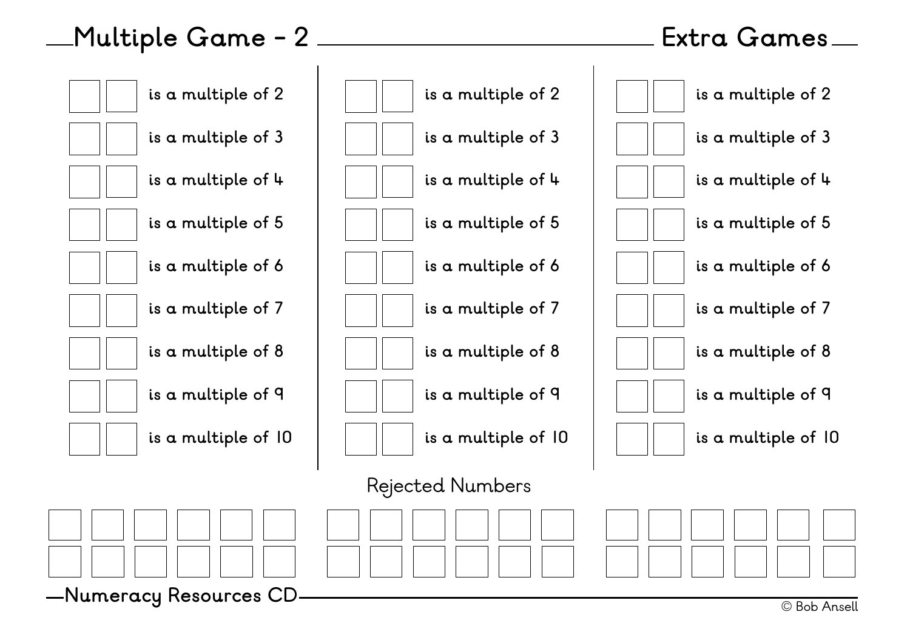# Multiple Game - 2 — Extra Games

| | | |
|---|---|---|
| is a multiple of 2 | | |
| is a multiple of 3 | | |
| is a multiple of 4 | | |
| is a multiple of 5 | | |
| is a multiple of 6 | | |
| is a multiple of 7 | | |
| is a multiple of 8 | | |
| is a multiple of 9 | | |
| is a multiple of 10 | | |

| | | |
|---|---|---|
| is a multiple of 2 | | |
| is a multiple of 3 | | |
| is a multiple of 4 | | |
| is a multiple of 5 | | |
| is a multiple of 6 | | |
| is a multiple of 7 | | |
| is a multiple of 8 | | |
| is a multiple of 9 | | |
| is a multiple of 10 | | |

| | | |
|---|---|---|
| is a multiple of 2 | | |
| is a multiple of 3 | | |
| is a multiple of 4 | | |
| is a multiple of 5 | | |
| is a multiple of 6 | | |
| is a multiple of 7 | | |
| is a multiple of 8 | | |
| is a multiple of 9 | | |
| is a multiple of 10 | | |

Rejected Numbers

Numeracy Resources CD

© Bob Ansell